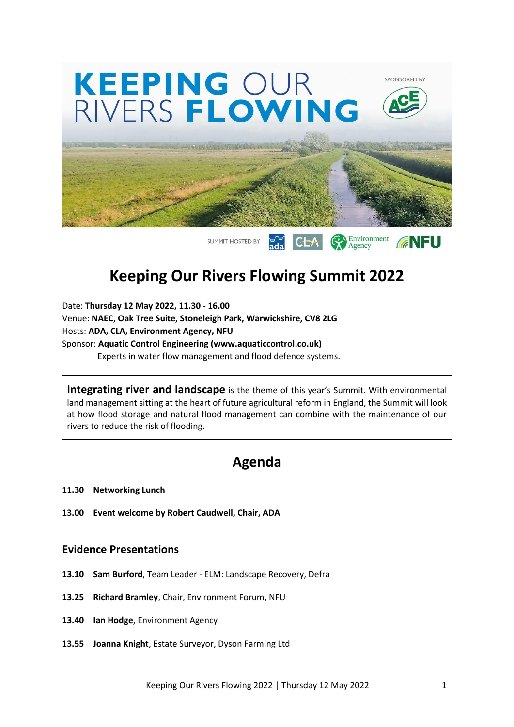# KEEPING OUR RIVERS FLOWING

SPONSORED BY

SUMMIT HOSTED BY

# Keeping Our Rivers Flowing Summit 2022

Date: **Thursday 12 May 2022, 11.30 - 16.00**
Venue: **NAEC, Oak Tree Suite, Stoneleigh Park, Warwickshire, CV8 2LG**
Hosts: **ADA, CLA, Environment Agency, NFU**
Sponsor: **Aquatic Control Engineering (www.aquaticcontrol.co.uk)**
Experts in water flow management and flood defence systems.

**Integrating river and landscape** is the theme of this year's Summit. With environmental land management sitting at the heart of future agricultural reform in England, the Summit will look at how flood storage and natural flood management can combine with the maintenance of our rivers to reduce the risk of flooding.

## Agenda

**11.30 Networking Lunch**

**13.00 Event welcome by Robert Caudwell, Chair, ADA**

### Evidence Presentations

**13.10 Sam Burford**, Team Leader - ELM: Landscape Recovery, Defra

**13.25 Richard Bramley**, Chair, Environment Forum, NFU

**13.40 Ian Hodge**, Environment Agency

**13.55 Joanna Knight**, Estate Surveyor, Dyson Farming Ltd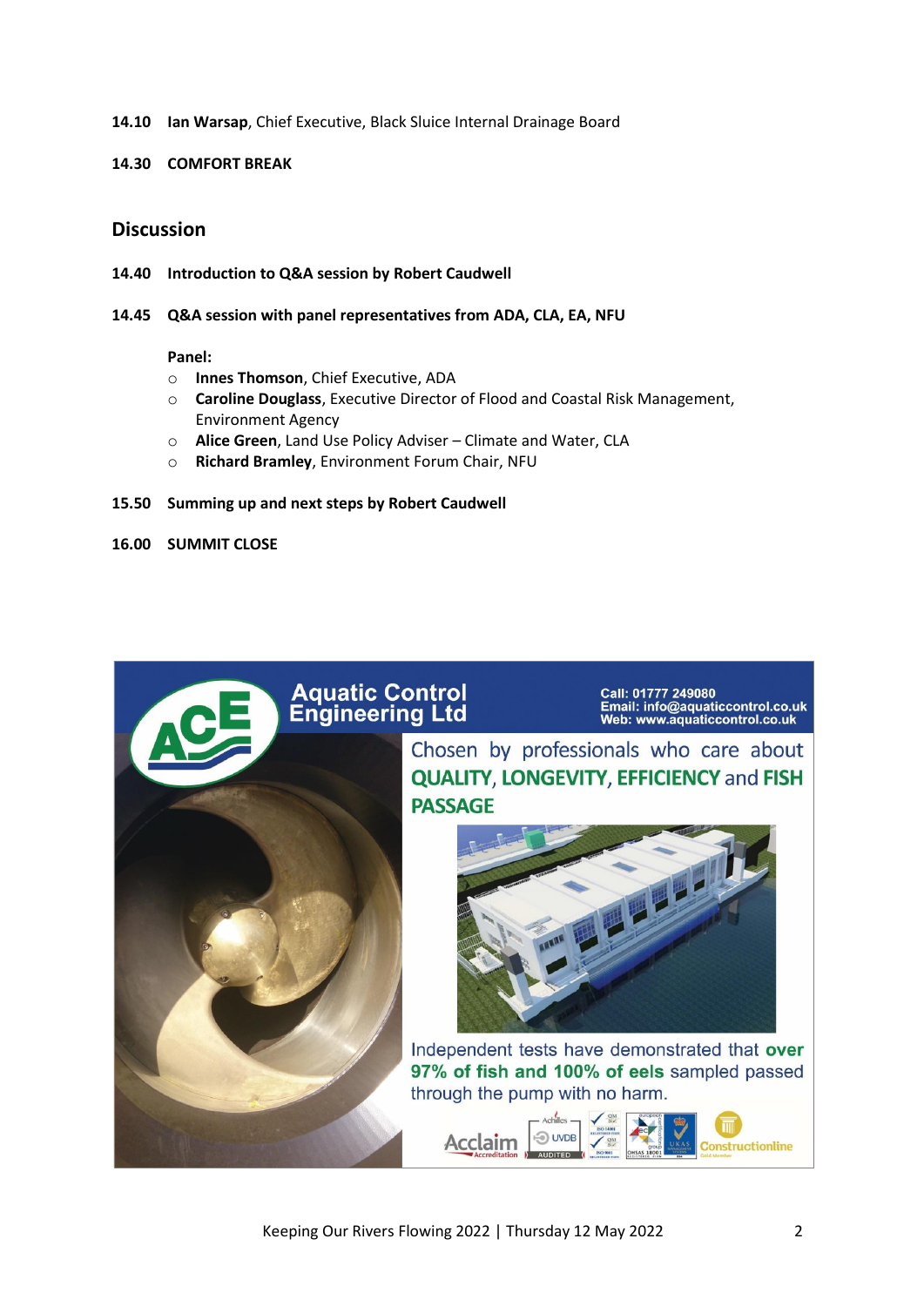**14.10 Ian Warsap**, Chief Executive, Black Sluice Internal Drainage Board

**14.30 COMFORT BREAK**

## Discussion

**14.40 Introduction to Q&A session by Robert Caudwell**

**14.45 Q&A session with panel representatives from ADA, CLA, EA, NFU**

**Panel:**

- **Innes Thomson**, Chief Executive, ADA
- **Caroline Douglass**, Executive Director of Flood and Coastal Risk Management, Environment Agency
- **Alice Green**, Land Use Policy Adviser – Climate and Water, CLA
- **Richard Bramley**, Environment Forum Chair, NFU

**15.50 Summing up and next steps by Robert Caudwell**

**16.00 SUMMIT CLOSE**

**Aquatic Control Engineering Ltd**

Call: 01777 249080
Email: info@aquaticcontrol.co.uk
Web: www.aquaticcontrol.co.uk

Chosen by professionals who care about **QUALITY**, **LONGEVITY**, **EFFICIENCY** and **FISH PASSAGE**

Independent tests have demonstrated that **over 97% of fish and 100% of eels** sampled passed through the pump with no harm.